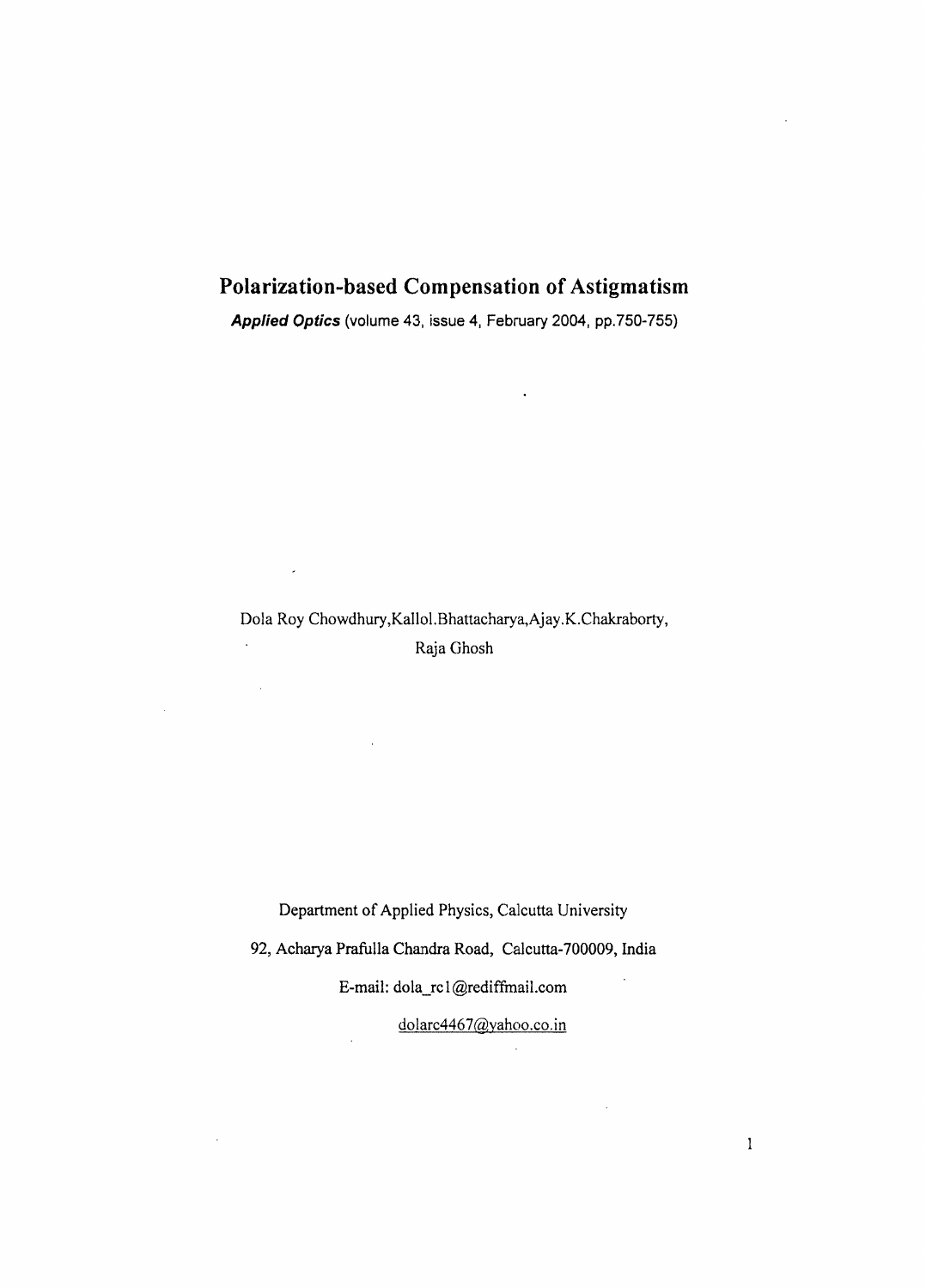# Polarization-based Compensation of Astigmatism

***Applied Optics*** (volume 43, issue 4, February 2004, pp.750-755)

Dola Roy Chowdhury,Kallol.Bhattacharya,Ajay.K.Chakraborty,
Raja Ghosh

Department of Applied Physics, Calcutta University

92, Acharya Prafulla Chandra Road, Calcutta-700009, India

E-mail: dola_rc1@rediffmail.com

dolarc4467@yahoo.co.in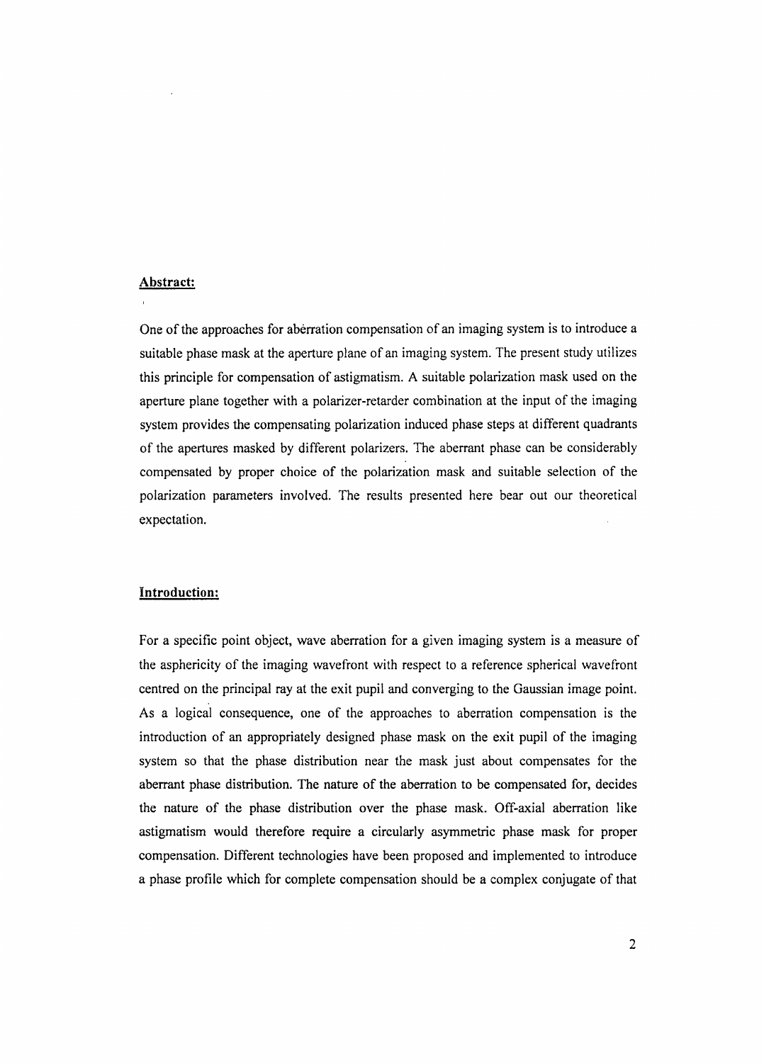## Abstract:

One of the approaches for aberration compensation of an imaging system is to introduce a suitable phase mask at the aperture plane of an imaging system. The present study utilizes this principle for compensation of astigmatism. A suitable polarization mask used on the aperture plane together with a polarizer-retarder combination at the input of the imaging system provides the compensating polarization induced phase steps at different quadrants of the apertures masked by different polarizers. The aberrant phase can be considerably compensated by proper choice of the polarization mask and suitable selection of the polarization parameters involved. The results presented here bear out our theoretical expectation.

## Introduction:

For a specific point object, wave aberration for a given imaging system is a measure of the asphericity of the imaging wavefront with respect to a reference spherical wavefront centred on the principal ray at the exit pupil and converging to the Gaussian image point. As a logical consequence, one of the approaches to aberration compensation is the introduction of an appropriately designed phase mask on the exit pupil of the imaging system so that the phase distribution near the mask just about compensates for the aberrant phase distribution. The nature of the aberration to be compensated for, decides the nature of the phase distribution over the phase mask. Off-axial aberration like astigmatism would therefore require a circularly asymmetric phase mask for proper compensation. Different technologies have been proposed and implemented to introduce a phase profile which for complete compensation should be a complex conjugate of that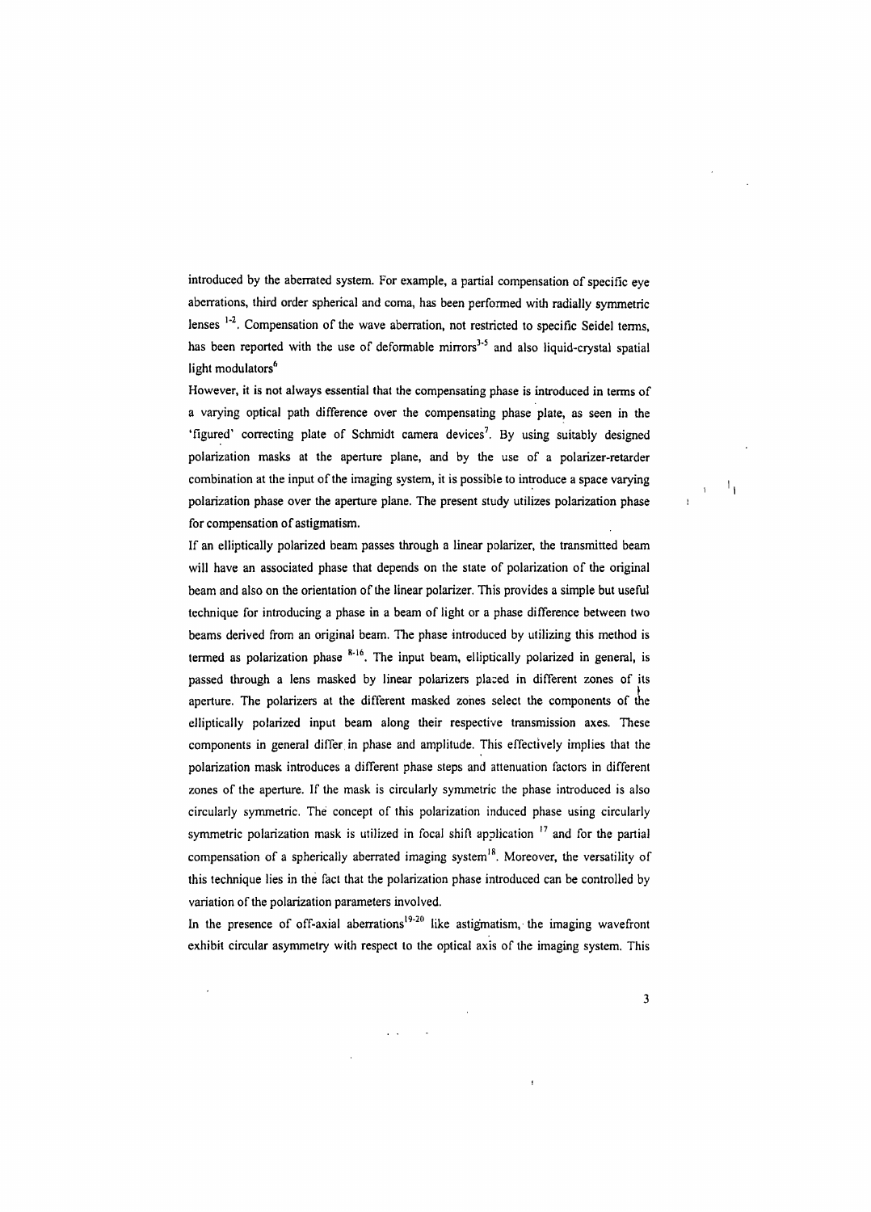introduced by the aberrated system. For example, a partial compensation of specific eye aberrations, third order spherical and coma, has been performed with radially symmetric lenses [1-2]. Compensation of the wave aberration, not restricted to specific Seidel terms, has been reported with the use of deformable mirrors[3-5] and also liquid-crystal spatial light modulators[6]

However, it is not always essential that the compensating phase is introduced in terms of a varying optical path difference over the compensating phase plate, as seen in the 'figured' correcting plate of Schmidt camera devices[7]. By using suitably designed polarization masks at the aperture plane, and by the use of a polarizer-retarder combination at the input of the imaging system, it is possible to introduce a space varying polarization phase over the aperture plane. The present study utilizes polarization phase for compensation of astigmatism.

If an elliptically polarized beam passes through a linear polarizer, the transmitted beam will have an associated phase that depends on the state of polarization of the original beam and also on the orientation of the linear polarizer. This provides a simple but useful technique for introducing a phase in a beam of light or a phase difference between two beams derived from an original beam. The phase introduced by utilizing this method is termed as polarization phase [8-16]. The input beam, elliptically polarized in general, is passed through a lens masked by linear polarizers placed in different zones of its aperture. The polarizers at the different masked zones select the components of the elliptically polarized input beam along their respective transmission axes. These components in general differ in phase and amplitude. This effectively implies that the polarization mask introduces a different phase steps and attenuation factors in different zones of the aperture. If the mask is circularly symmetric the phase introduced is also circularly symmetric. The concept of this polarization induced phase using circularly symmetric polarization mask is utilized in focal shift application [17] and for the partial compensation of a spherically aberrated imaging system[18]. Moreover, the versatility of this technique lies in the fact that the polarization phase introduced can be controlled by variation of the polarization parameters involved.

In the presence of off-axial aberrations[19-20] like astigmatism, the imaging wavefront exhibit circular asymmetry with respect to the optical axis of the imaging system. This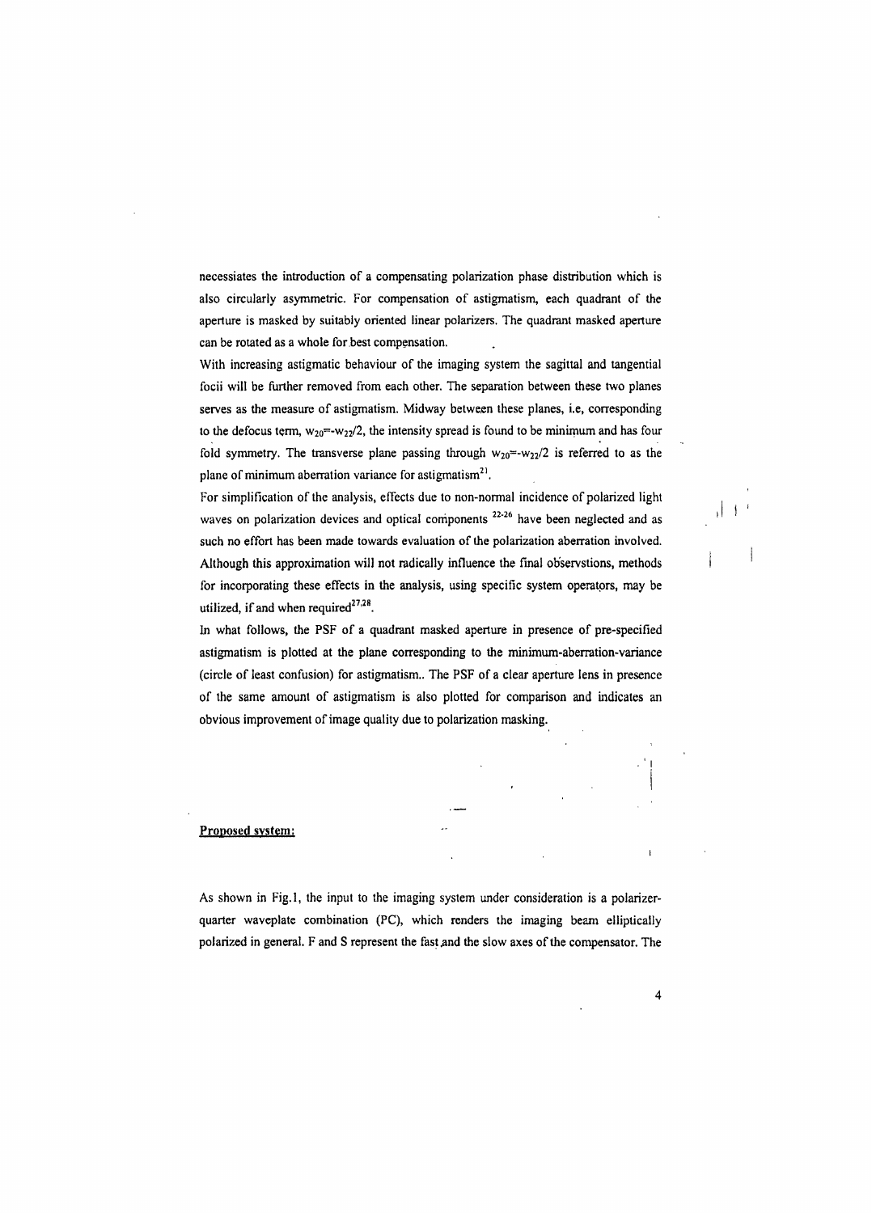necessiates the introduction of a compensating polarization phase distribution which is also circularly asymmetric. For compensation of astigmatism, each quadrant of the aperture is masked by suitably oriented linear polarizers. The quadrant masked aperture can be rotated as a whole for best compensation.

With increasing astigmatic behaviour of the imaging system the sagittal and tangential focii will be further removed from each other. The separation between these two planes serves as the measure of astigmatism. Midway between these planes, i.e, corresponding to the defocus term, $w_{20}=-w_{22}/2$, the intensity spread is found to be minimum and has four fold symmetry. The transverse plane passing through $w_{20}=-w_{22}/2$ is referred to as the plane of minimum aberration variance for astigmatism[21].

For simplification of the analysis, effects due to non-normal incidence of polarized light waves on polarization devices and optical components [22-26] have been neglected and as such no effort has been made towards evaluation of the polarization aberration involved. Although this approximation will not radically influence the final observstions, methods for incorporating these effects in the analysis, using specific system operators, may be utilized, if and when required[27,28].

In what follows, the PSF of a quadrant masked aperture in presence of pre-specified astigmatism is plotted at the plane corresponding to the minimum-aberration-variance (circle of least confusion) for astigmatism.. The PSF of a clear aperture lens in presence of the same amount of astigmatism is also plotted for comparison and indicates an obvious improvement of image quality due to polarization masking.

## Proposed system:

As shown in Fig.1, the input to the imaging system under consideration is a polarizer-quarter waveplate combination (PC), which renders the imaging beam elliptically polarized in general. F and S represent the fast and the slow axes of the compensator. The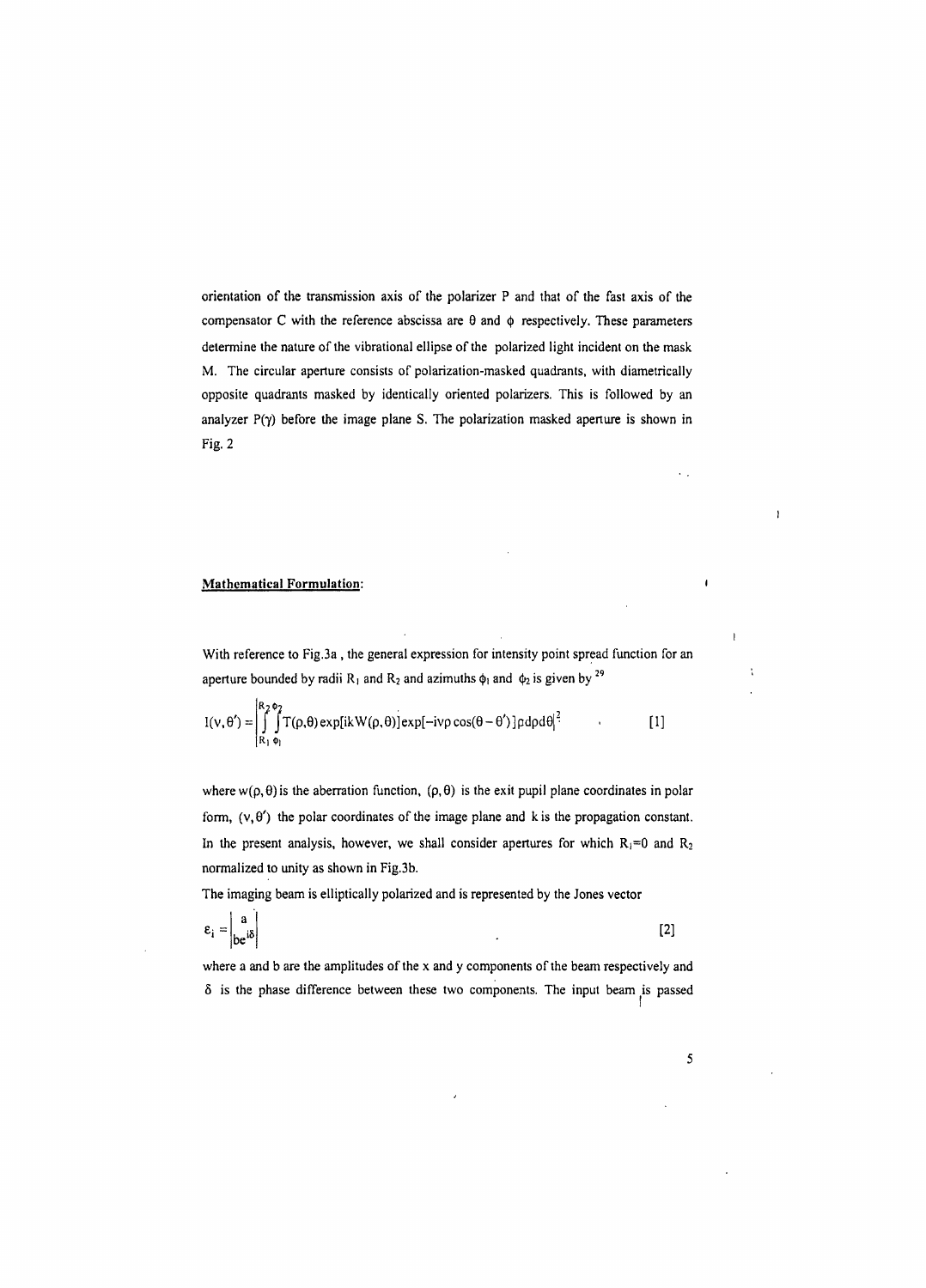orientation of the transmission axis of the polarizer P and that of the fast axis of the compensator C with the reference abscissa are $\theta$ and $\phi$ respectively. These parameters determine the nature of the vibrational ellipse of the polarized light incident on the mask M. The circular aperture consists of polarization-masked quadrants, with diametrically opposite quadrants masked by identically oriented polarizers. This is followed by an analyzer $P(\gamma)$ before the image plane S. The polarization masked aperture is shown in Fig. 2

**Mathematical Formulation:**

With reference to Fig.3a , the general expression for intensity point spread function for an aperture bounded by radii $R_1$ and $R_2$ and azimuths $\phi_1$ and $\phi_2$ is given by [29]

$$I(v,\theta') = \left| \int_{R_1}^{R_2} \int_{\phi_1}^{\phi_2} T(\rho,\theta) \exp[ikW(\rho,\theta)] \exp[-iv\rho\cos(\theta-\theta')]\rho d\rho d\theta \right|^2 \qquad [1]$$

where $w(\rho,\theta)$ is the aberration function, $(\rho,\theta)$ is the exit pupil plane coordinates in polar form, $(v,\theta')$ the polar coordinates of the image plane and $k$ is the propagation constant. In the present analysis, however, we shall consider apertures for which $R_1$=0 and $R_2$ normalized to unity as shown in Fig.3b.

The imaging beam is elliptically polarized and is represented by the Jones vector

$$\varepsilon_i = \begin{vmatrix} a \\ be^{i\delta} \end{vmatrix} \qquad [2]$$

where a and b are the amplitudes of the x and y components of the beam respectively and $\delta$ is the phase difference between these two components. The input beam is passed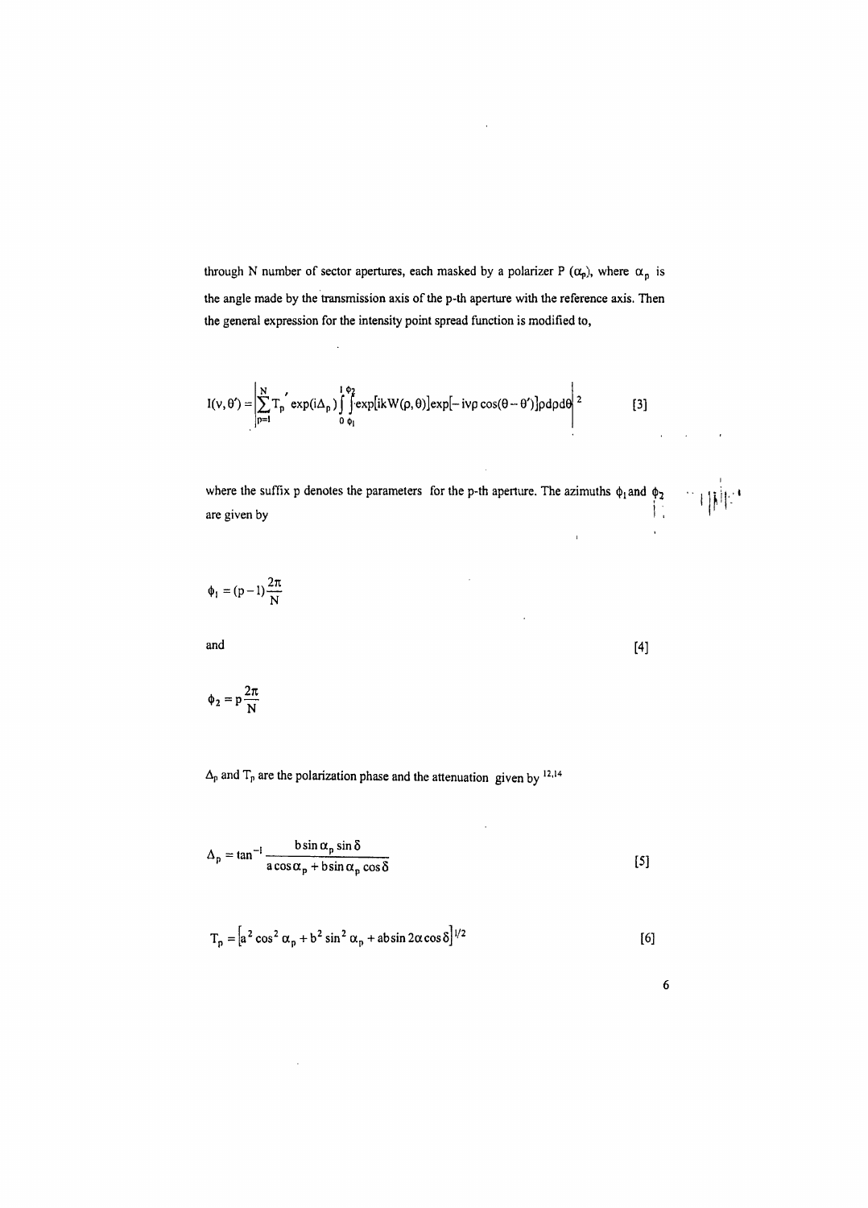through N number of sector apertures, each masked by a polarizer P ($\alpha_p$), where $\alpha_p$ is the angle made by the transmission axis of the p-th aperture with the reference axis. Then the general expression for the intensity point spread function is modified to,

$$I(v,\theta') = \left| \sum_{p=1}^{N} T_p' \exp(i\Delta_p) \int_0^1 \int_{\phi_1}^{\phi_2} \exp[ikW(\rho,\theta)] \exp[-iv\rho\cos(\theta-\theta')]\rho d\rho d\theta \right|^2 \qquad [3]$$

where the suffix p denotes the parameters for the p-th aperture. The azimuths $\phi_1$ and $\phi_2$ are given by

$$\phi_1 = (p-1)\frac{2\pi}{N}$$

and [4]

$$\phi_2 = p\frac{2\pi}{N}$$

$\Delta_p$ and $T_p$ are the polarization phase and the attenuation given by [12,14]

$$\Delta_p = \tan^{-1} \frac{b \sin\alpha_p \sin\delta}{a\cos\alpha_p + b\sin\alpha_p \cos\delta} \qquad [5]$$

$$T_p = \left[a^2 \cos^2 \alpha_p + b^2 \sin^2 \alpha_p + ab \sin 2\alpha \cos\delta\right]^{1/2} \qquad [6]$$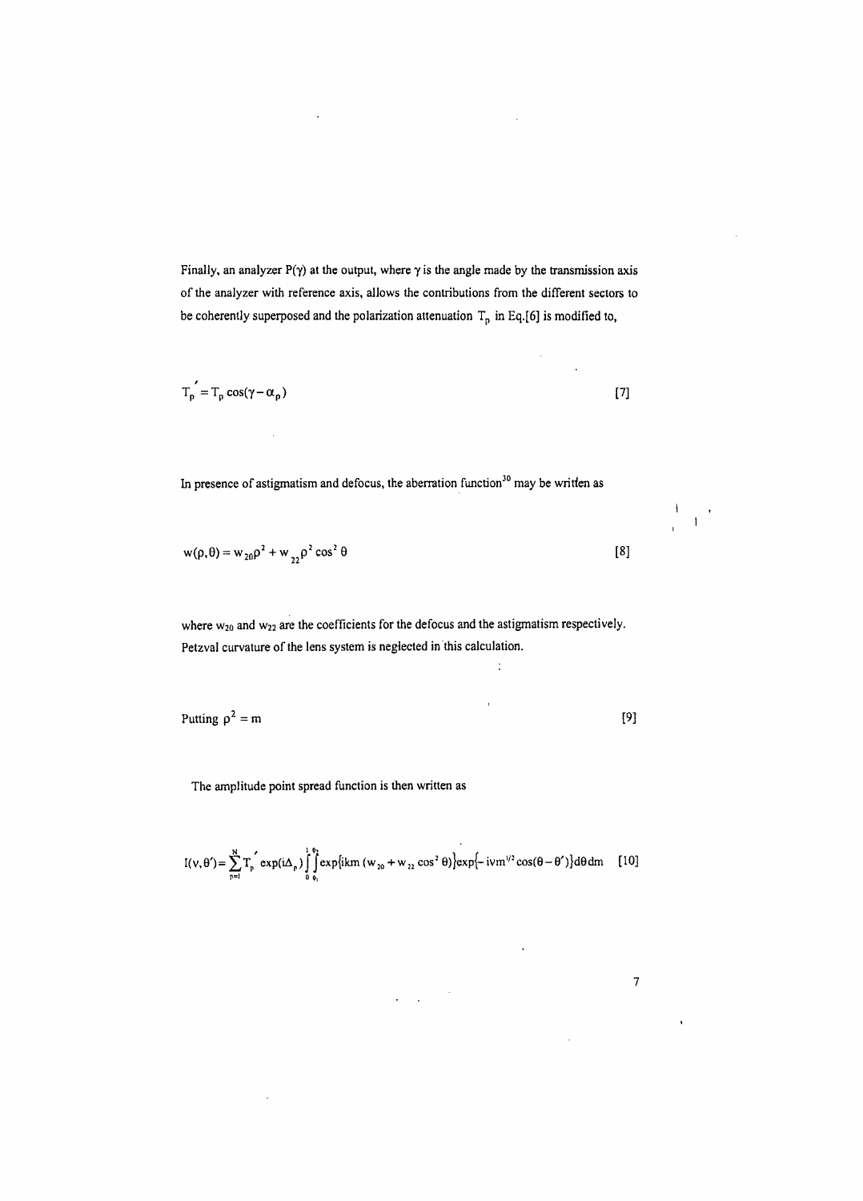Finally, an analyzer $P(\gamma)$ at the output, where $\gamma$ is the angle made by the transmission axis of the analyzer with reference axis, allows the contributions from the different sectors to be coherently superposed and the polarization attenuation $T_p$ in Eq.[6] is modified to,

$$T_p' = T_p \cos(\gamma - \alpha_p) \qquad [7]$$

In presence of astigmatism and defocus, the aberration function[30] may be written as

$$w(\rho, \theta) = w_{20}\rho^2 + w_{22}\rho^2 \cos^2\theta \qquad [8]$$

where $w_{20}$ and $w_{22}$ are the coefficients for the defocus and the astigmatism respectively. Petzval curvature of the lens system is neglected in this calculation.

$$\text{Putting } \rho^2 = m \qquad [9]$$

The amplitude point spread function is then written as

$$I(v, \theta') = \sum_{p=1}^{N} T_p' \exp(i\Delta_p) \int_0^1 \int_{\phi_1}^{\phi_2} \exp\{ikm\,(w_{20} + w_{22}\cos^2\theta)\} \exp\{-ivm^{1/2}\cos(\theta - \theta')\} d\theta\, dm \qquad [10]$$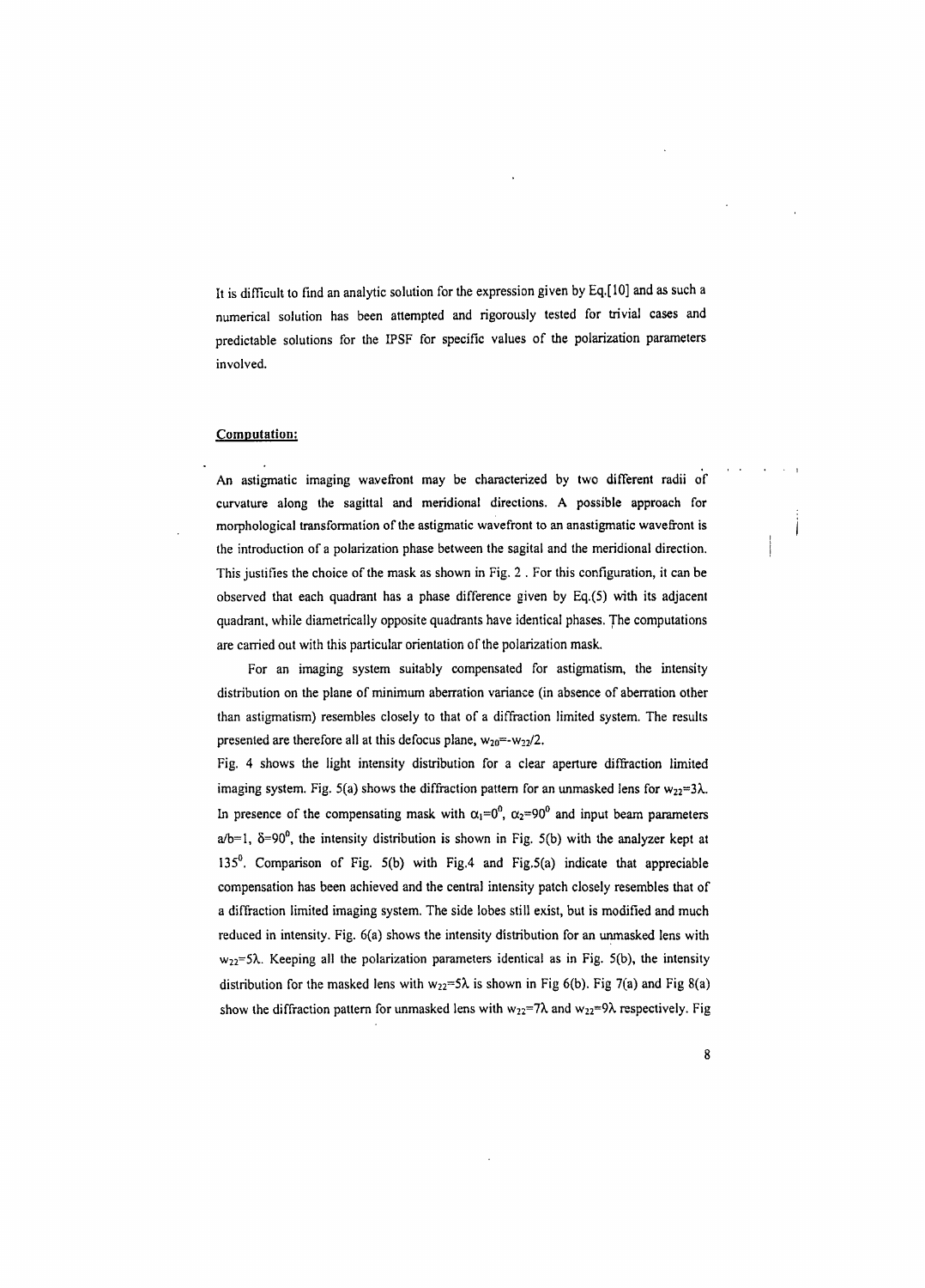It is difficult to find an analytic solution for the expression given by Eq.[10] and as such a numerical solution has been attempted and rigorously tested for trivial cases and predictable solutions for the IPSF for specific values of the polarization parameters involved.

**Computation:**

An astigmatic imaging wavefront may be characterized by two different radii of curvature along the sagittal and meridional directions. A possible approach for morphological transformation of the astigmatic wavefront to an anastigmatic wavefront is the introduction of a polarization phase between the sagital and the meridional direction. This justifies the choice of the mask as shown in Fig. 2 . For this configuration, it can be observed that each quadrant has a phase difference given by Eq.(5) with its adjacent quadrant, while diametrically opposite quadrants have identical phases. The computations are carried out with this particular orientation of the polarization mask.

For an imaging system suitably compensated for astigmatism, the intensity distribution on the plane of minimum aberration variance (in absence of aberration other than astigmatism) resembles closely to that of a diffraction limited system. The results presented are therefore all at this defocus plane, $w_{20}=-w_{22}/2$.

Fig. 4 shows the light intensity distribution for a clear aperture diffraction limited imaging system. Fig. 5(a) shows the diffraction pattern for an unmasked lens for $w_{22}=3\lambda$. In presence of the compensating mask with $\alpha_1=0^0$, $\alpha_2=90^0$ and input beam parameters $a/b=1$, $\delta=90^0$, the intensity distribution is shown in Fig. 5(b) with the analyzer kept at $135^0$. Comparison of Fig. 5(b) with Fig.4 and Fig.5(a) indicate that appreciable compensation has been achieved and the central intensity patch closely resembles that of a diffraction limited imaging system. The side lobes still exist, but is modified and much reduced in intensity. Fig. 6(a) shows the intensity distribution for an unmasked lens with $w_{22}=5\lambda$. Keeping all the polarization parameters identical as in Fig. 5(b), the intensity distribution for the masked lens with $w_{22}=5\lambda$ is shown in Fig 6(b). Fig 7(a) and Fig 8(a) show the diffraction pattern for unmasked lens with $w_{22}=7\lambda$ and $w_{22}=9\lambda$ respectively. Fig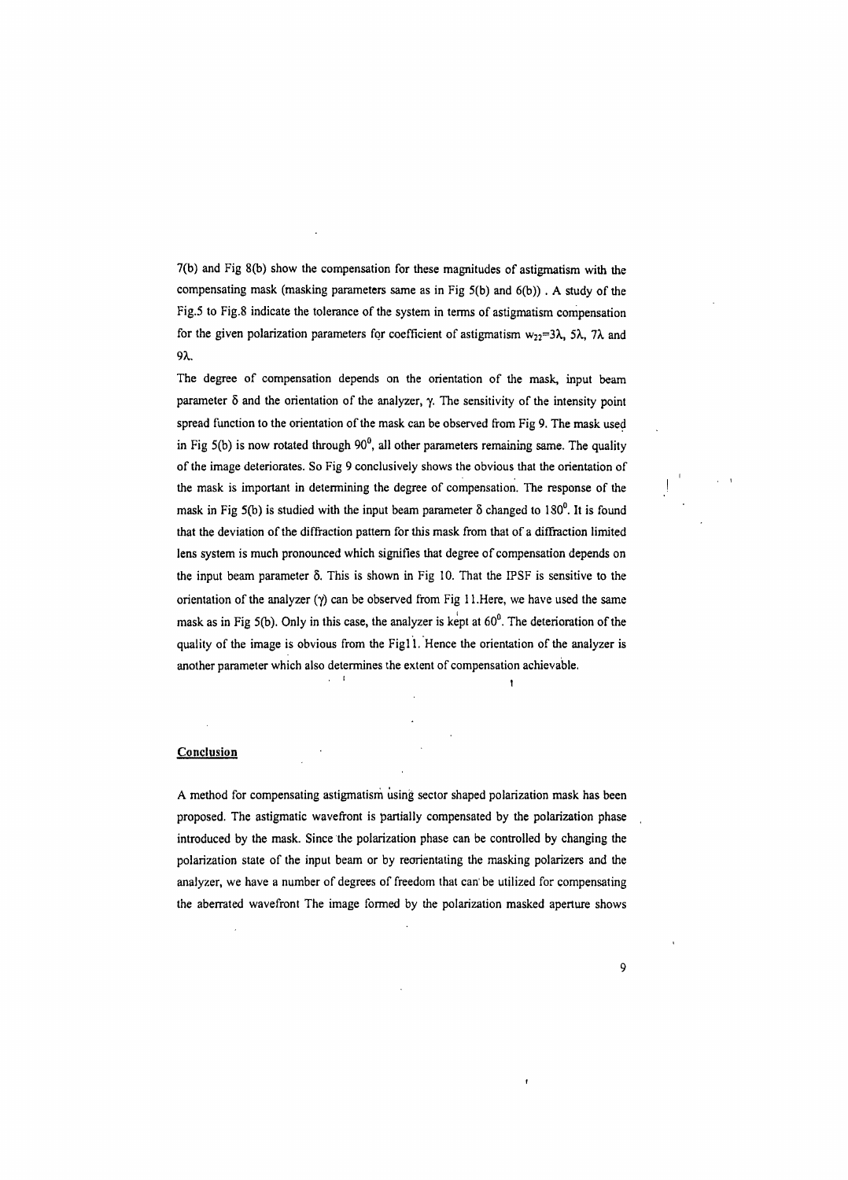7(b) and Fig 8(b) show the compensation for these magnitudes of astigmatism with the compensating mask (masking parameters same as in Fig 5(b) and 6(b)) . A study of the Fig.5 to Fig.8 indicate the tolerance of the system in terms of astigmatism compensation for the given polarization parameters for coefficient of astigmatism $w_{22}=3\lambda$, $5\lambda$, $7\lambda$ and $9\lambda$.

The degree of compensation depends on the orientation of the mask, input beam parameter $\delta$ and the orientation of the analyzer, $\gamma$. The sensitivity of the intensity point spread function to the orientation of the mask can be observed from Fig 9. The mask used in Fig 5(b) is now rotated through $90^0$, all other parameters remaining same. The quality of the image deteriorates. So Fig 9 conclusively shows the obvious that the orientation of the mask is important in determining the degree of compensation. The response of the mask in Fig 5(b) is studied with the input beam parameter $\delta$ changed to $180^0$. It is found that the deviation of the diffraction pattern for this mask from that of a diffraction limited lens system is much pronounced which signifies that degree of compensation depends on the input beam parameter $\delta$. This is shown in Fig 10. That the IPSF is sensitive to the orientation of the analyzer ($\gamma$) can be observed from Fig 11.Here, we have used the same mask as in Fig 5(b). Only in this case, the analyzer is kept at $60^0$. The deterioration of the quality of the image is obvious from the Fig11. Hence the orientation of the analyzer is another parameter which also determines the extent of compensation achievable.

## Conclusion

A method for compensating astigmatism using sector shaped polarization mask has been proposed. The astigmatic wavefront is partially compensated by the polarization phase introduced by the mask. Since the polarization phase can be controlled by changing the polarization state of the input beam or by reorientating the masking polarizers and the analyzer, we have a number of degrees of freedom that can be utilized for compensating the aberrated wavefront The image formed by the polarization masked aperture shows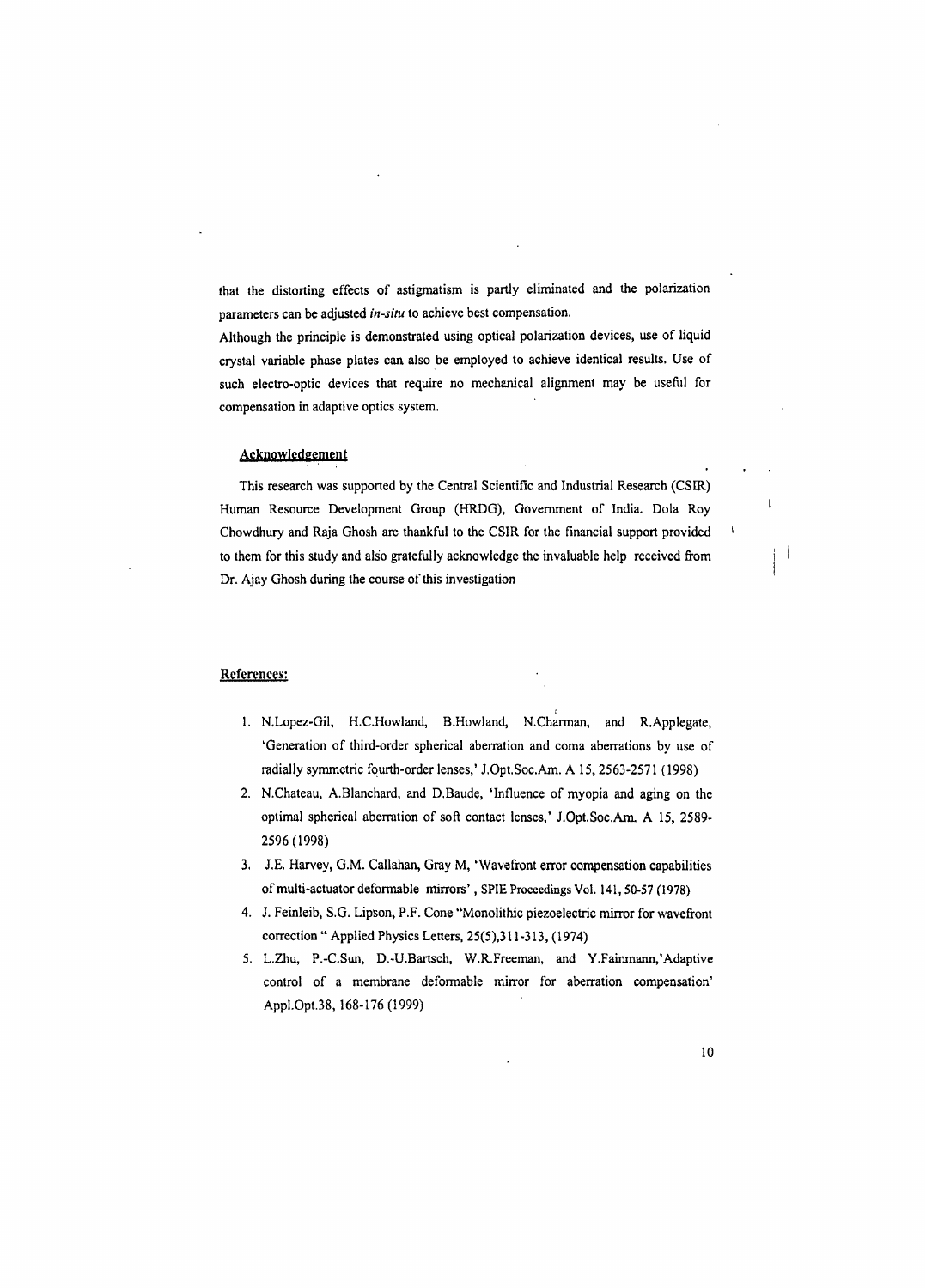that the distorting effects of astigmatism is partly eliminated and the polarization parameters can be adjusted *in-situ* to achieve best compensation.

Although the principle is demonstrated using optical polarization devices, use of liquid crystal variable phase plates can also be employed to achieve identical results. Use of such electro-optic devices that require no mechanical alignment may be useful for compensation in adaptive optics system.

## Acknowledgement

This research was supported by the Central Scientific and Industrial Research (CSIR) Human Resource Development Group (HRDG), Government of India. Dola Roy Chowdhury and Raja Ghosh are thankful to the CSIR for the financial support provided to them for this study and also gratefully acknowledge the invaluable help received from Dr. Ajay Ghosh during the course of this investigation

## References:

1. N.Lopez-Gil, H.C.Howland, B.Howland, N.Charman, and R.Applegate, 'Generation of third-order spherical aberration and coma aberrations by use of radially symmetric fourth-order lenses,' J.Opt.Soc.Am. A 15, 2563-2571 (1998)
2. N.Chateau, A.Blanchard, and D.Baude, 'Influence of myopia and aging on the optimal spherical aberration of soft contact lenses,' J.Opt.Soc.Am. A 15, 2589-2596 (1998)
3. J.E. Harvey, G.M. Callahan, Gray M, 'Wavefront error compensation capabilities of multi-actuator deformable mirrors', SPIE Proceedings Vol. 141, 50-57 (1978)
4. J. Feinleib, S.G. Lipson, P.F. Cone "Monolithic piezoelectric mirror for wavefront correction " Applied Physics Letters, 25(5),311-313, (1974)
5. L.Zhu, P.-C.Sun, D.-U.Bartsch, W.R.Freeman, and Y.Fainmann,'Adaptive control of a membrane deformable mirror for aberration compensation' Appl.Opt.38, 168-176 (1999)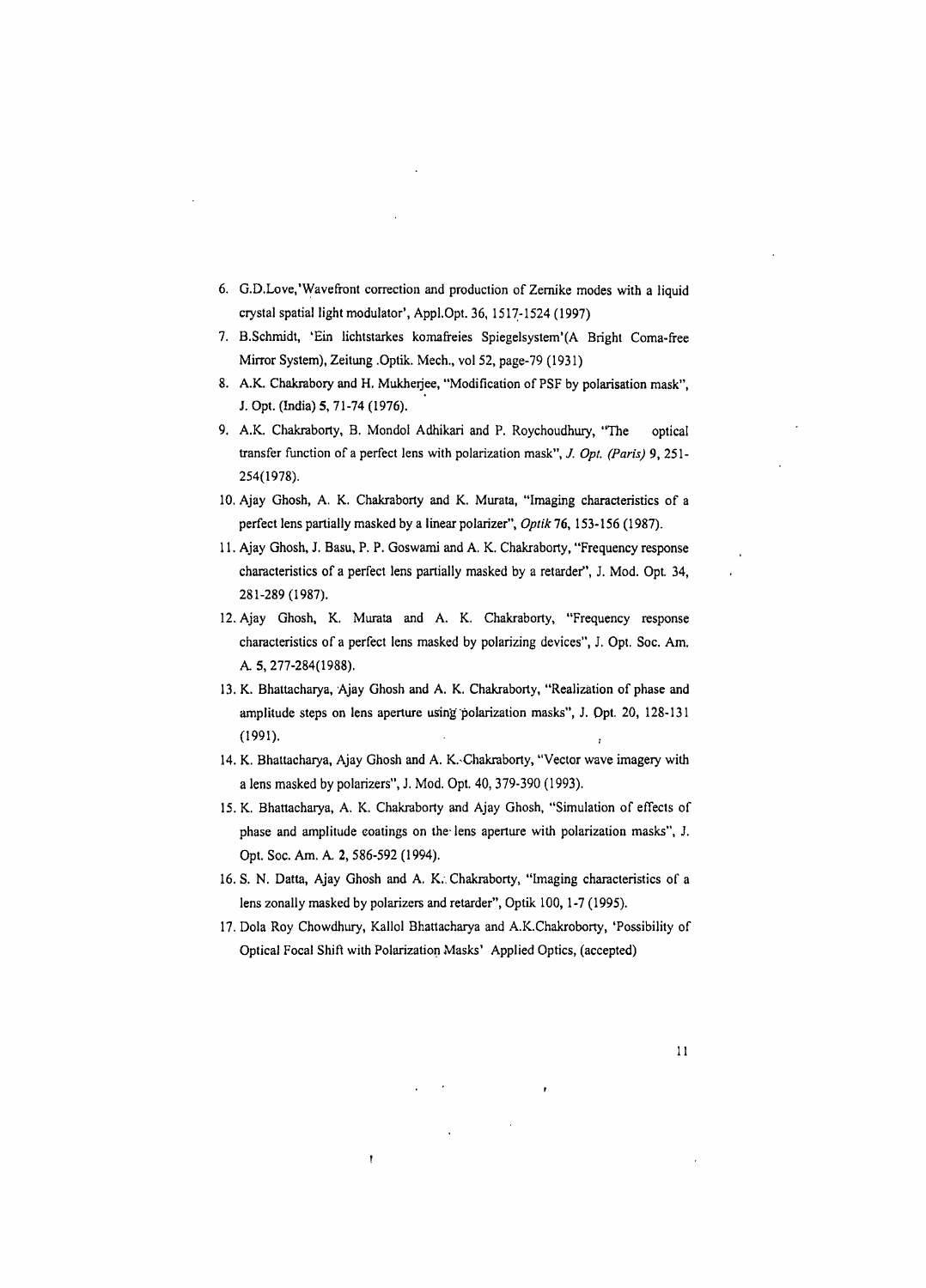6. G.D.Love,'Wavefront correction and production of Zernike modes with a liquid crystal spatial light modulator', Appl.Opt. 36, 1517-1524 (1997)
7. B.Schmidt, 'Ein lichtstarkes komafreies Spiegelsystem'(A Bright Coma-free Mirror System), Zeitung .Optik. Mech., vol 52, page-79 (1931)
8. A.K. Chakrabory and H. Mukherjee, "Modification of PSF by polarisation mask", J. Opt. (India) 5, 71-74 (1976).
9. A.K. Chakraborty, B. Mondol Adhikari and P. Roychoudhury, "The optical transfer function of a perfect lens with polarization mask", *J. Opt. (Paris)* 9, 251-254(1978).
10. Ajay Ghosh, A. K. Chakraborty and K. Murata, "Imaging characteristics of a perfect lens partially masked by a linear polarizer", *Optik* 76, 153-156 (1987).
11. Ajay Ghosh, J. Basu, P. P. Goswami and A. K. Chakraborty, "Frequency response characteristics of a perfect lens partially masked by a retarder", J. Mod. Opt. 34, 281-289 (1987).
12. Ajay Ghosh, K. Murata and A. K. Chakraborty, "Frequency response characteristics of a perfect lens masked by polarizing devices", J. Opt. Soc. Am. A. 5, 277-284(1988).
13. K. Bhattacharya, Ajay Ghosh and A. K. Chakraborty, "Realization of phase and amplitude steps on lens aperture using polarization masks", J. Opt. 20, 128-131 (1991).
14. K. Bhattacharya, Ajay Ghosh and A. K. Chakraborty, "Vector wave imagery with a lens masked by polarizers", J. Mod. Opt. 40, 379-390 (1993).
15. K. Bhattacharya, A. K. Chakraborty and Ajay Ghosh, "Simulation of effects of phase and amplitude coatings on the lens aperture with polarization masks", J. Opt. Soc. Am. A. 2, 586-592 (1994).
16. S. N. Datta, Ajay Ghosh and A. K. Chakraborty, "Imaging characteristics of a lens zonally masked by polarizers and retarder", Optik 100, 1-7 (1995).
17. Dola Roy Chowdhury, Kallol Bhattacharya and A.K.Chakroborty, 'Possibility of Optical Focal Shift with Polarization Masks' Applied Optics, (accepted)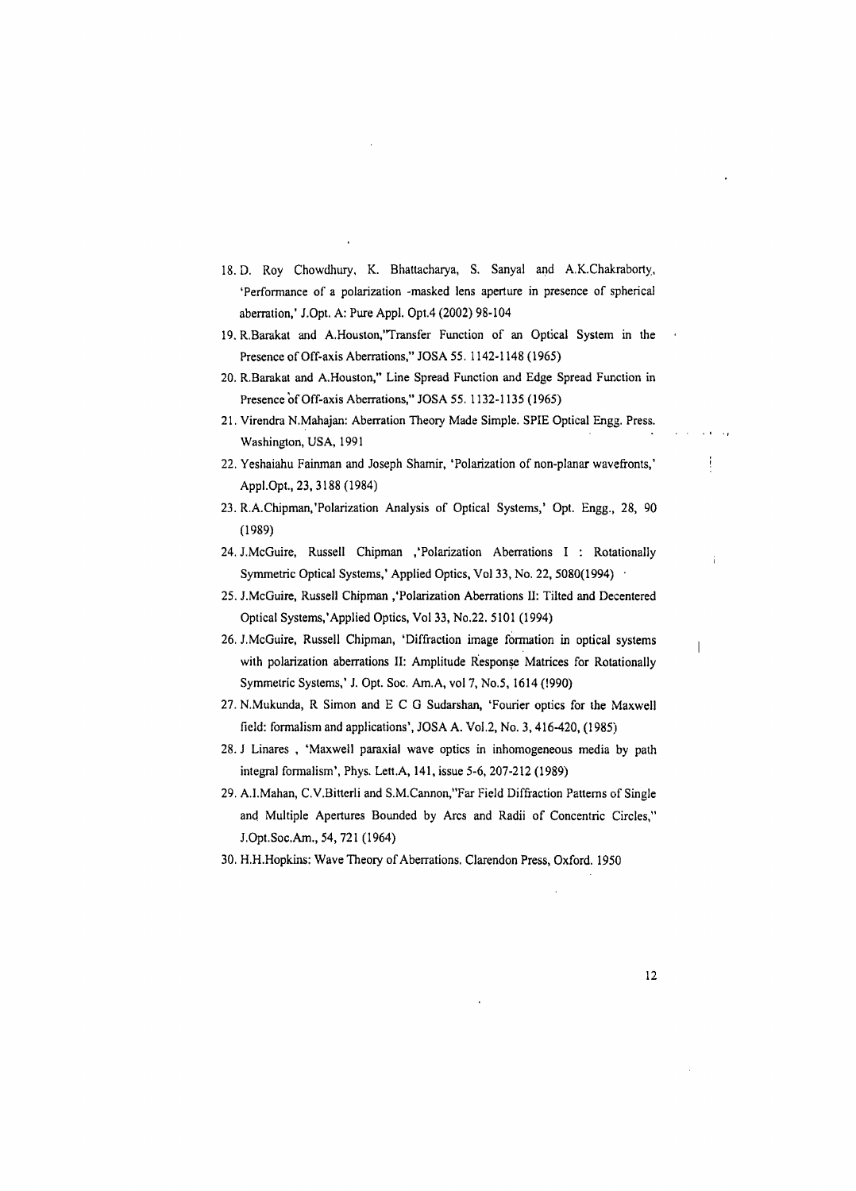18. D. Roy Chowdhury, K. Bhattacharya, S. Sanyal and A.K.Chakraborty, 'Performance of a polarization -masked lens aperture in presence of spherical aberration,' J.Opt. A: Pure Appl. Opt.4 (2002) 98-104
19. R.Barakat and A.Houston,"Transfer Function of an Optical System in the Presence of Off-axis Aberrations," JOSA 55. 1142-1148 (1965)
20. R.Barakat and A.Houston," Line Spread Function and Edge Spread Function in Presence of Off-axis Aberrations," JOSA 55. 1132-1135 (1965)
21. Virendra N.Mahajan: Aberration Theory Made Simple. SPIE Optical Engg. Press. Washington, USA, 1991
22. Yeshaiahu Fainman and Joseph Shamir, 'Polarization of non-planar wavefronts,' Appl.Opt., 23, 3188 (1984)
23. R.A.Chipman,'Polarization Analysis of Optical Systems,' Opt. Engg., 28, 90 (1989)
24. J.McGuire, Russell Chipman ,'Polarization Aberrations I : Rotationally Symmetric Optical Systems,' Applied Optics, Vol 33, No. 22, 5080(1994)
25. J.McGuire, Russell Chipman ,'Polarization Aberrations II: Tilted and Decentered Optical Systems,'Applied Optics, Vol 33, No.22. 5101 (1994)
26. J.McGuire, Russell Chipman, 'Diffraction image formation in optical systems with polarization aberrations II: Amplitude Response Matrices for Rotationally Symmetric Systems,' J. Opt. Soc. Am.A, vol 7, No.5, 1614 (!990)
27. N.Mukunda, R Simon and E C G Sudarshan, 'Fourier optics for the Maxwell field: formalism and applications', JOSA A. Vol.2, No. 3, 416-420, (1985)
28. J Linares , 'Maxwell paraxial wave optics in inhomogeneous media by path integral formalism', Phys. Lett.A, 141, issue 5-6, 207-212 (1989)
29. A.I.Mahan, C.V.Bitterli and S.M.Cannon,"Far Field Diffraction Patterns of Single and Multiple Apertures Bounded by Arcs and Radii of Concentric Circles," J.Opt.Soc.Am., 54, 721 (1964)
30. H.H.Hopkins: Wave Theory of Aberrations. Clarendon Press, Oxford. 1950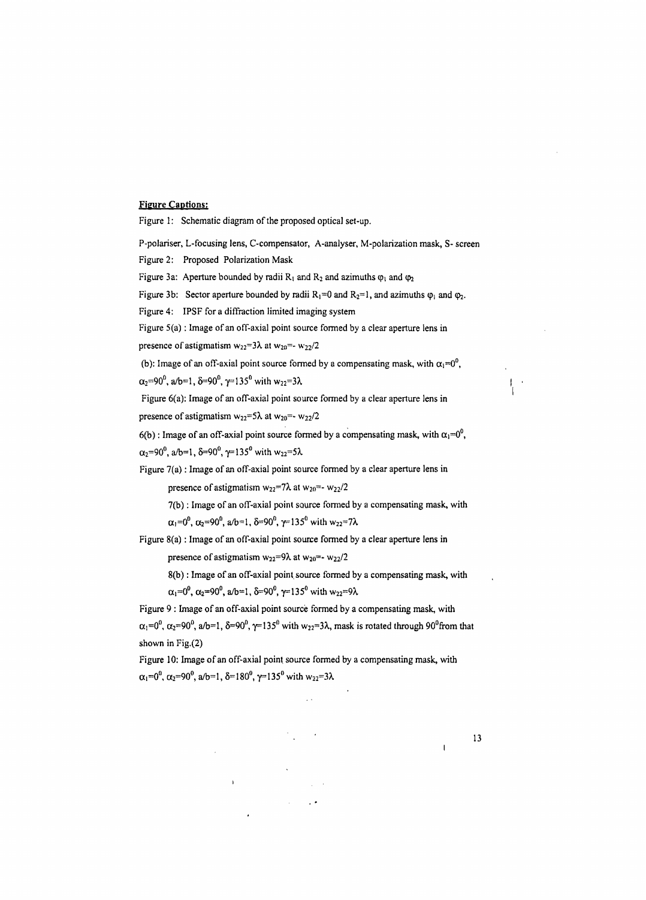**Figure Captions:**

Figure 1: Schematic diagram of the proposed optical set-up.

P-polariser, L-focusing lens, C-compensator, A-analyser, M-polarization mask, S- screen

Figure 2: Proposed Polarization Mask

Figure 3a: Aperture bounded by radii $R_1$ and $R_2$ and azimuths $\varphi_1$ and $\varphi_2$

Figure 3b: Sector aperture bounded by radii $R_1=0$ and $R_2=1$, and azimuths $\varphi_1$ and $\varphi_2$.

Figure 4: IPSF for a diffraction limited imaging system

Figure 5(a) : Image of an off-axial point source formed by a clear aperture lens in presence of astigmatism $w_{22}=3\lambda$ at $w_{20}=- w_{22}/2$

(b): Image of an off-axial point source formed by a compensating mask, with $\alpha_1=0^0$, $\alpha_2=90^0$, $a/b=1$, $\delta=90^0$, $\gamma=135^0$ with $w_{22}=3\lambda$

Figure 6(a): Image of an off-axial point source formed by a clear aperture lens in presence of astigmatism $w_{22}=5\lambda$ at $w_{20}=- w_{22}/2$

6(b) : Image of an off-axial point source formed by a compensating mask, with $\alpha_1=0^0$, $\alpha_2=90^0$, $a/b=1$, $\delta=90^0$, $\gamma=135^0$ with $w_{22}=5\lambda$

Figure 7(a) : Image of an off-axial point source formed by a clear aperture lens in presence of astigmatism $w_{22}=7\lambda$ at $w_{20}=- w_{22}/2$

7(b) : Image of an off-axial point source formed by a compensating mask, with $\alpha_1=0^0$, $\alpha_2=90^0$, $a/b=1$, $\delta=90^0$, $\gamma=135^0$ with $w_{22}=7\lambda$

Figure 8(a) : Image of an off-axial point source formed by a clear aperture lens in presence of astigmatism $w_{22}=9\lambda$ at $w_{20}=- w_{22}/2$

8(b) : Image of an off-axial point source formed by a compensating mask, with $\alpha_1=0^0$, $\alpha_2=90^0$, $a/b=1$, $\delta=90^0$, $\gamma=135^0$ with $w_{22}=9\lambda$

Figure 9 : Image of an off-axial point source formed by a compensating mask, with $\alpha_1=0^0$, $\alpha_2=90^0$, $a/b=1$, $\delta=90^0$, $\gamma=135^0$ with $w_{22}=3\lambda$, mask is rotated through $90^0$ from that shown in Fig.(2)

Figure 10: Image of an off-axial point source formed by a compensating mask, with $\alpha_1=0^0$, $\alpha_2=90^0$, $a/b=1$, $\delta=180^0$, $\gamma=135^0$ with $w_{22}=3\lambda$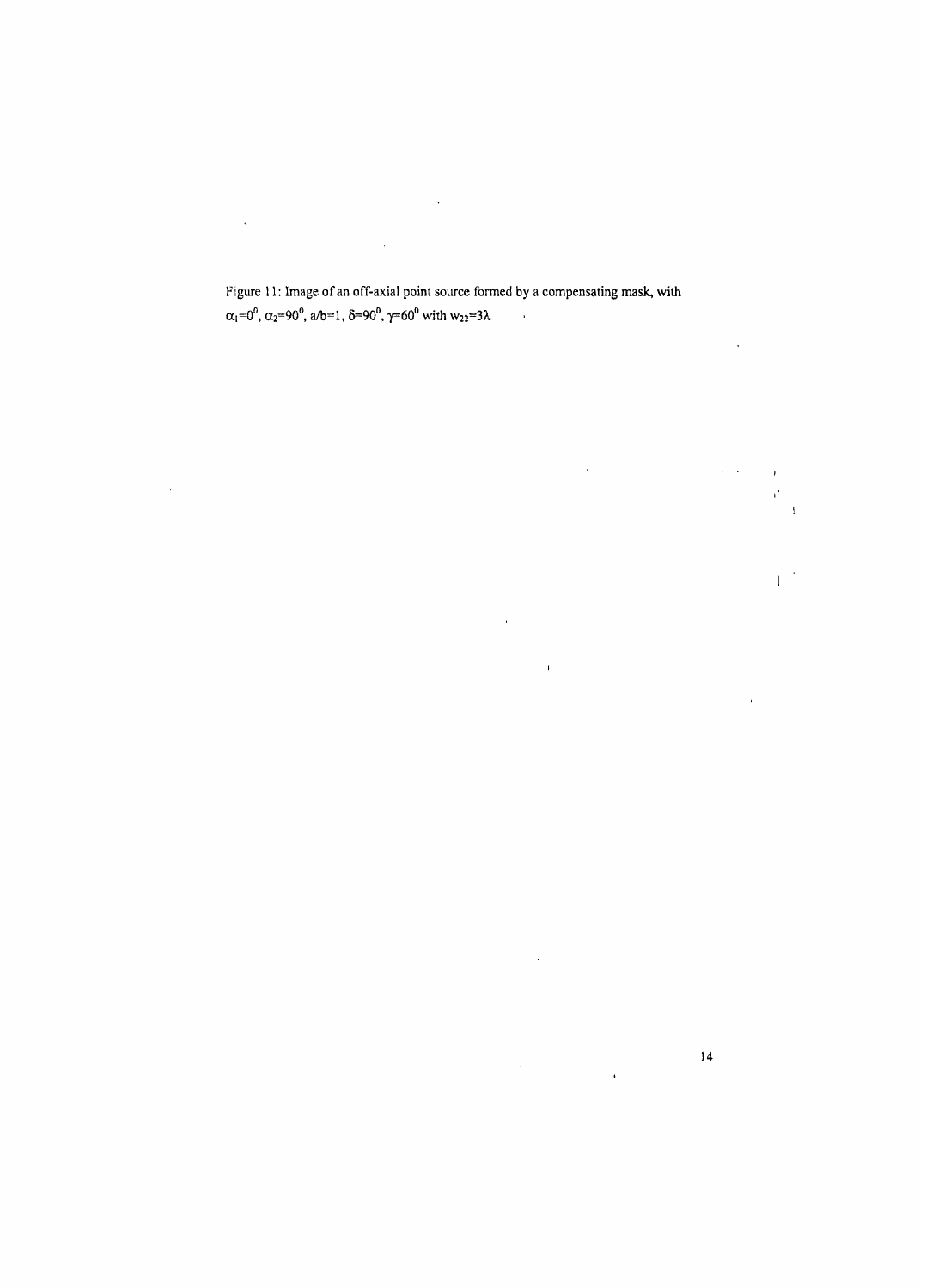Figure 11: Image of an off-axial point source formed by a compensating mask, with $\alpha_1=0^0$, $\alpha_2=90^0$, $a/b=1$, $\delta=90^0$, $\gamma=60^0$ with $w_{22}=3\lambda$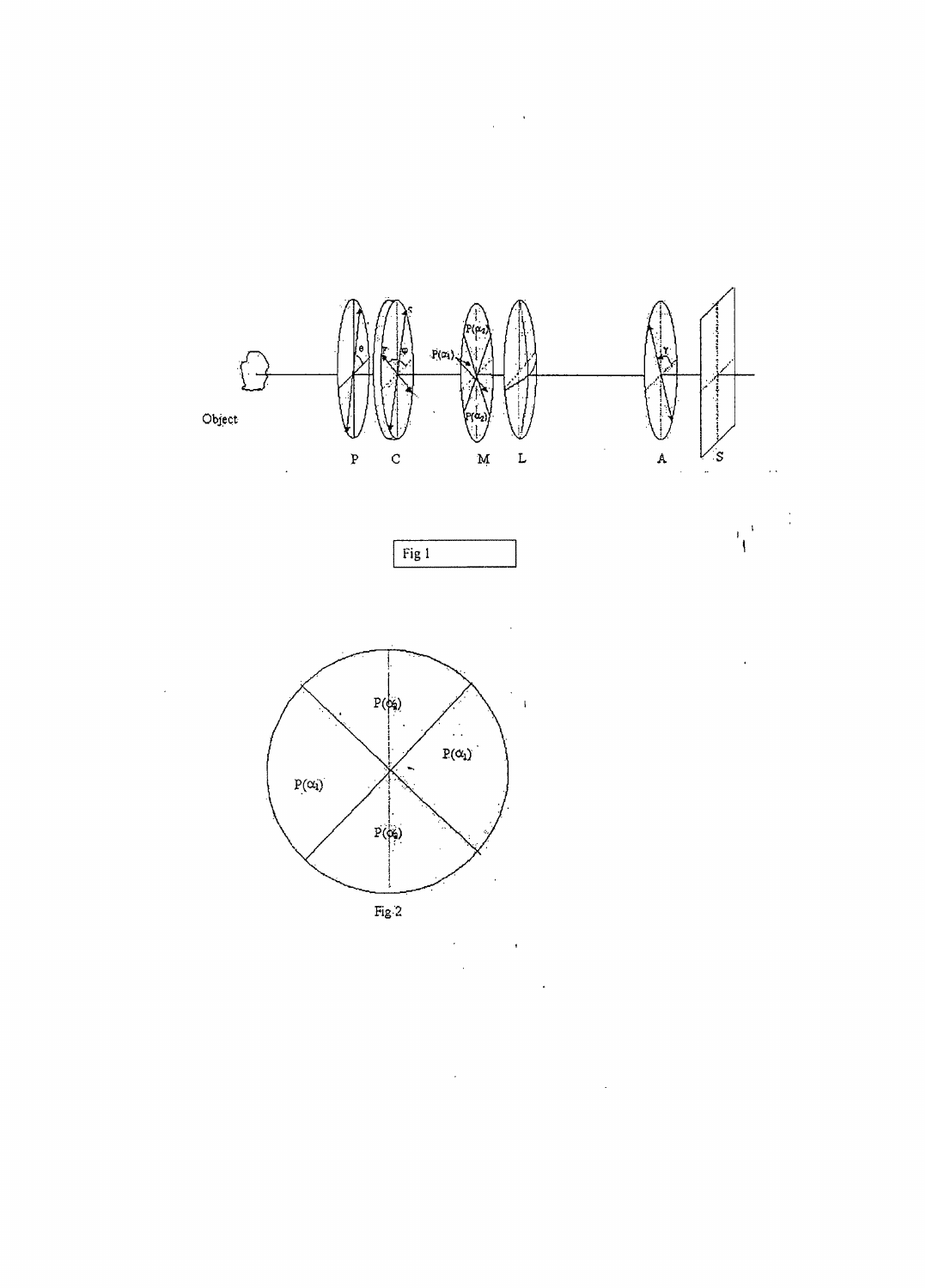Fig 1

Fig 2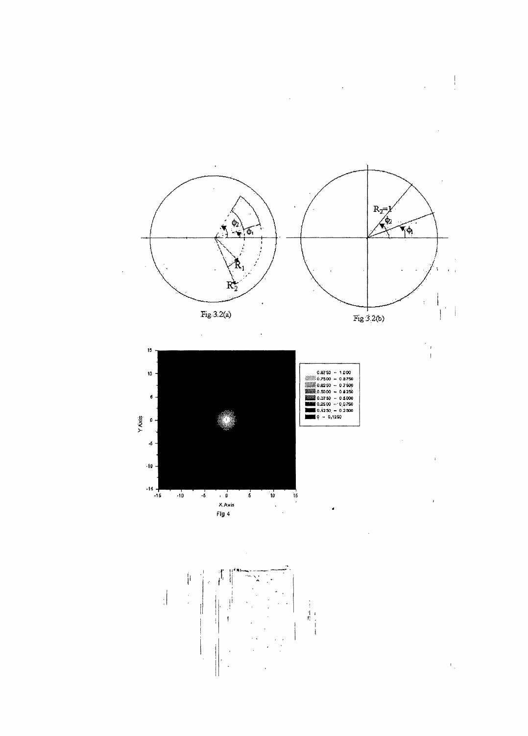Fig 3.2(a)

Fig 3.2(b)

Fig 4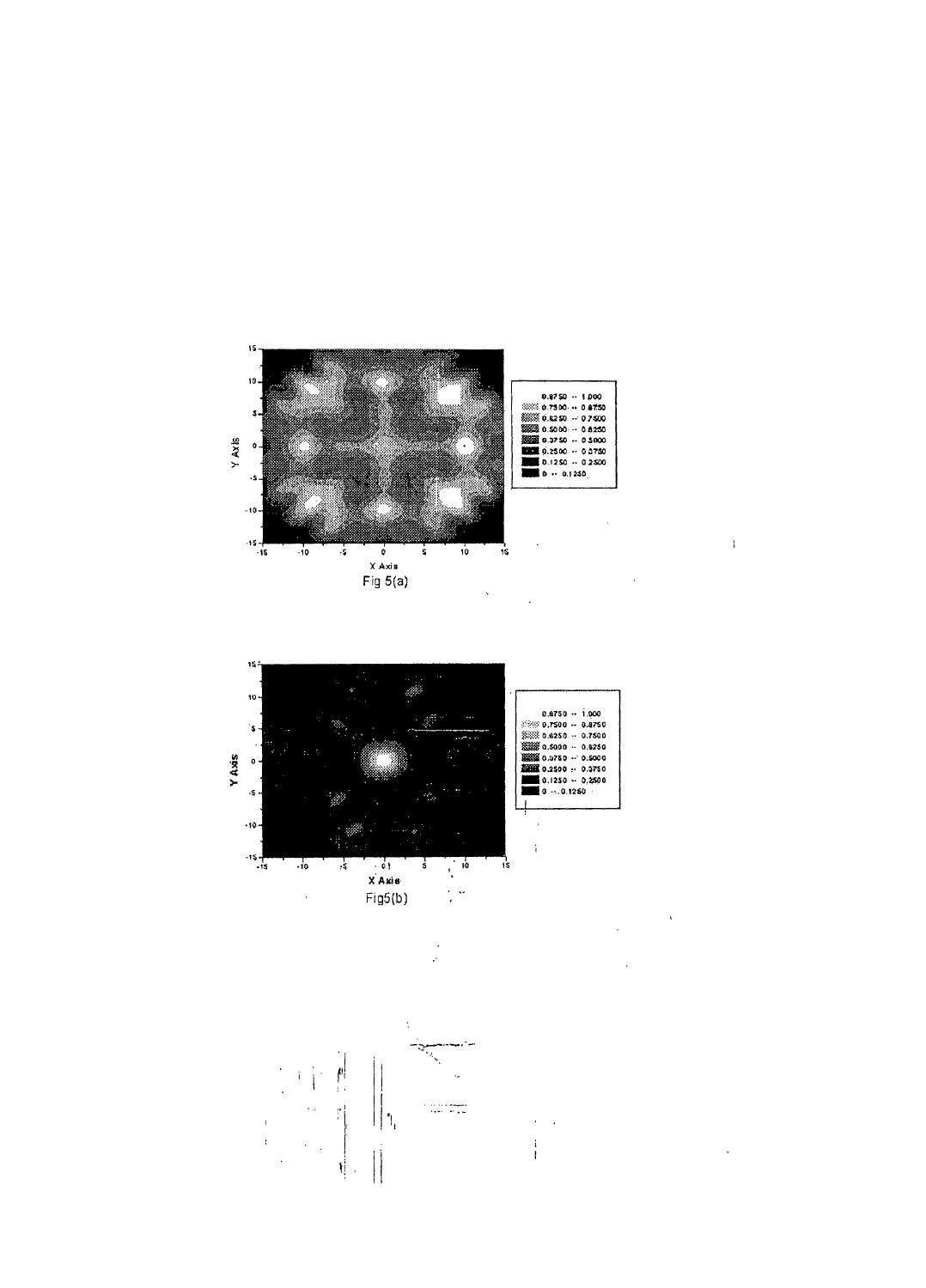Fig 5(a)

Fig5(b)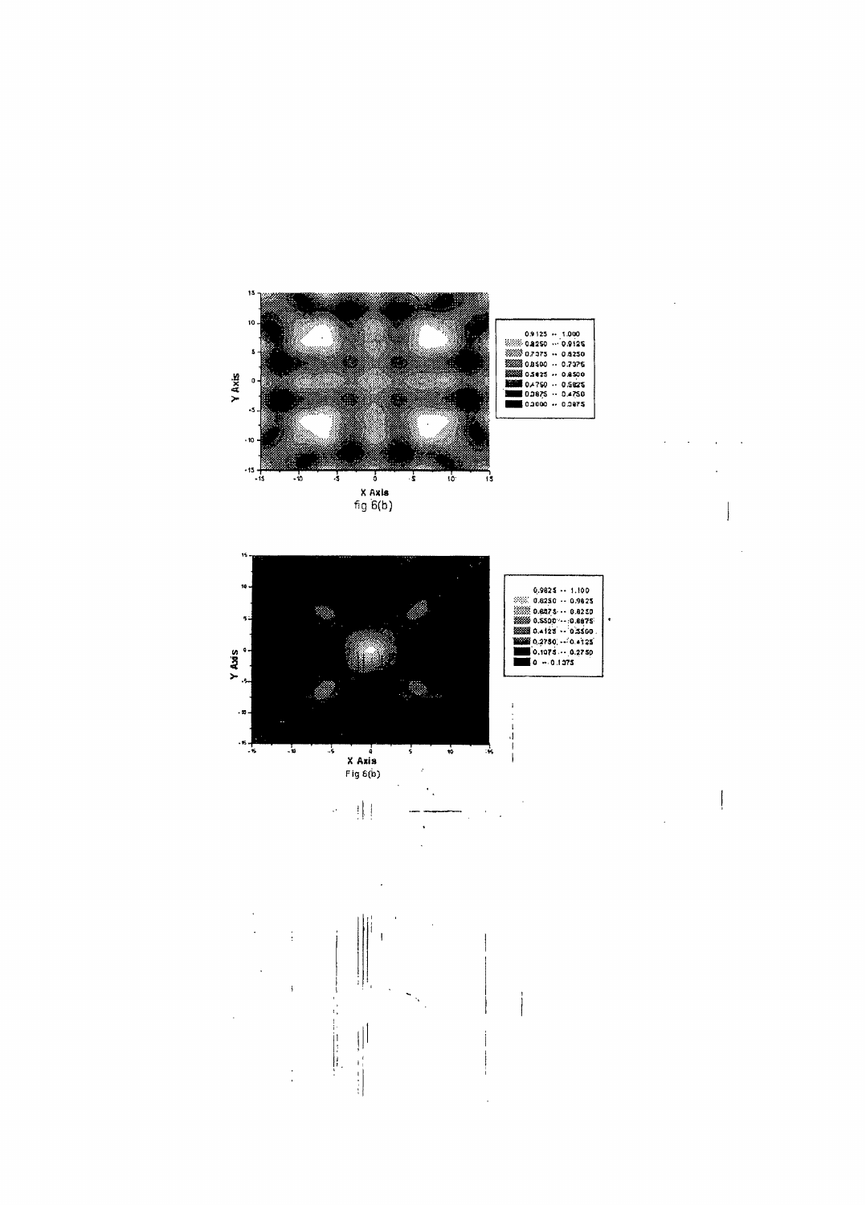fig 6(b)

Fig 6(b)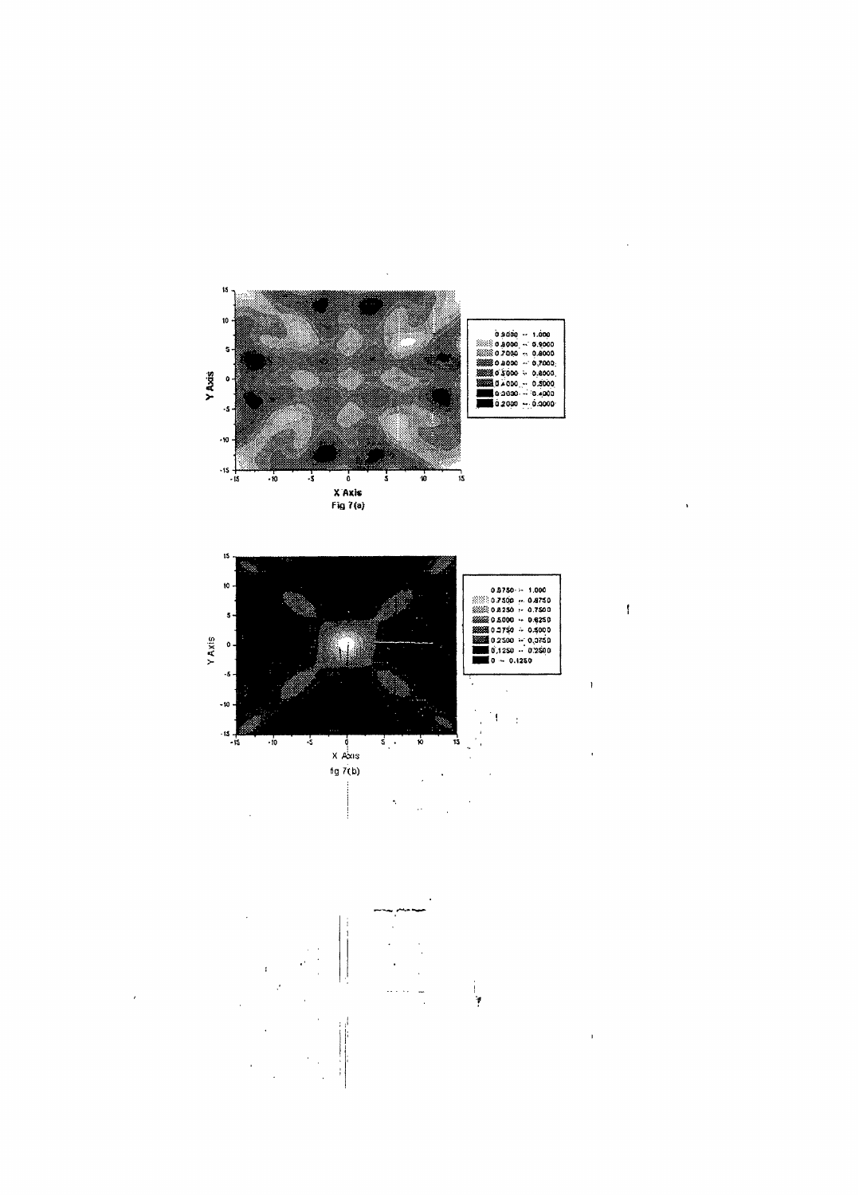Fig 7(a)

fig 7(b)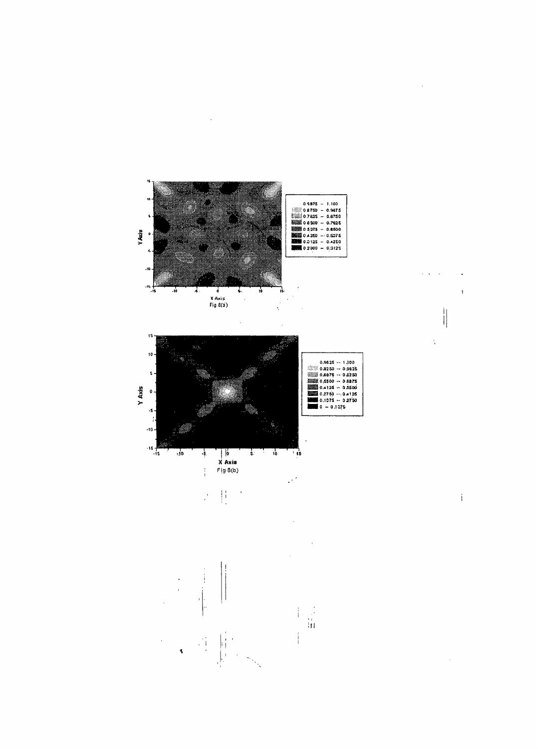Fig 8(a)

Fig 8(b)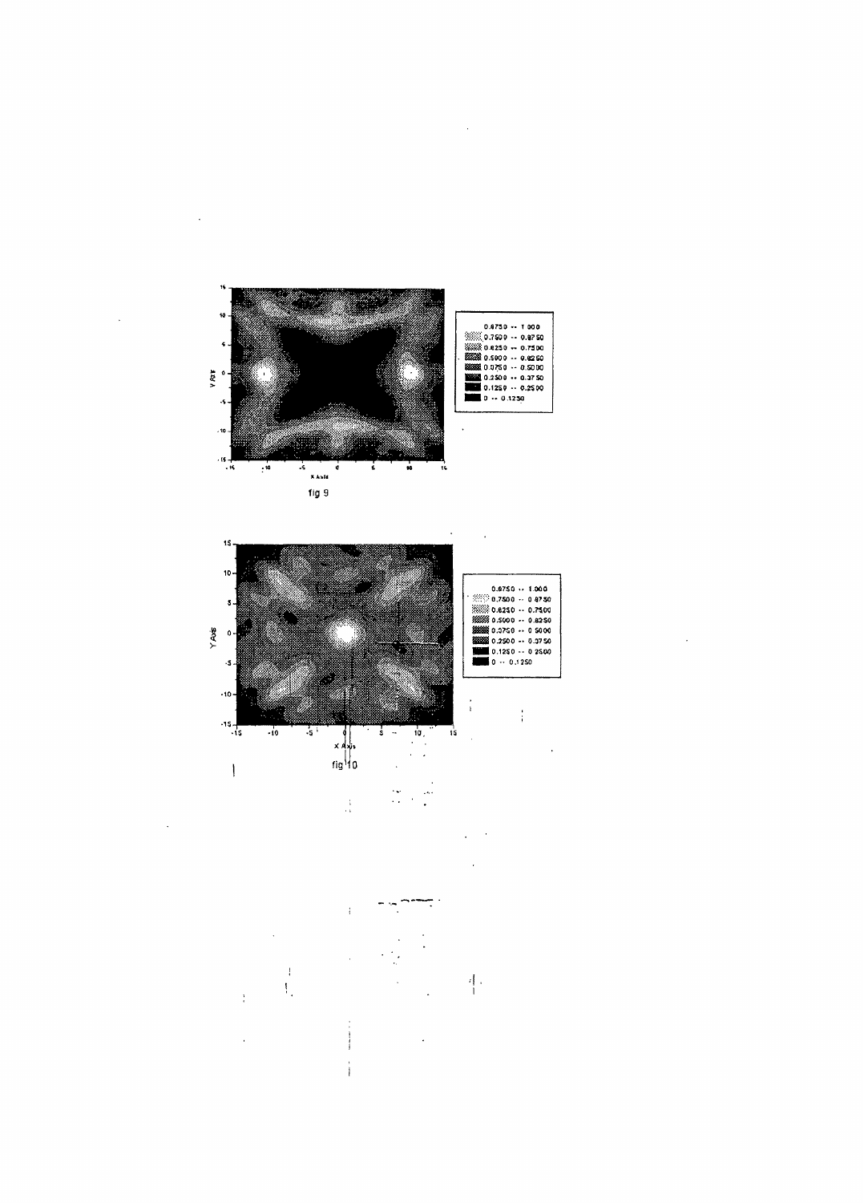fig 9

fig 10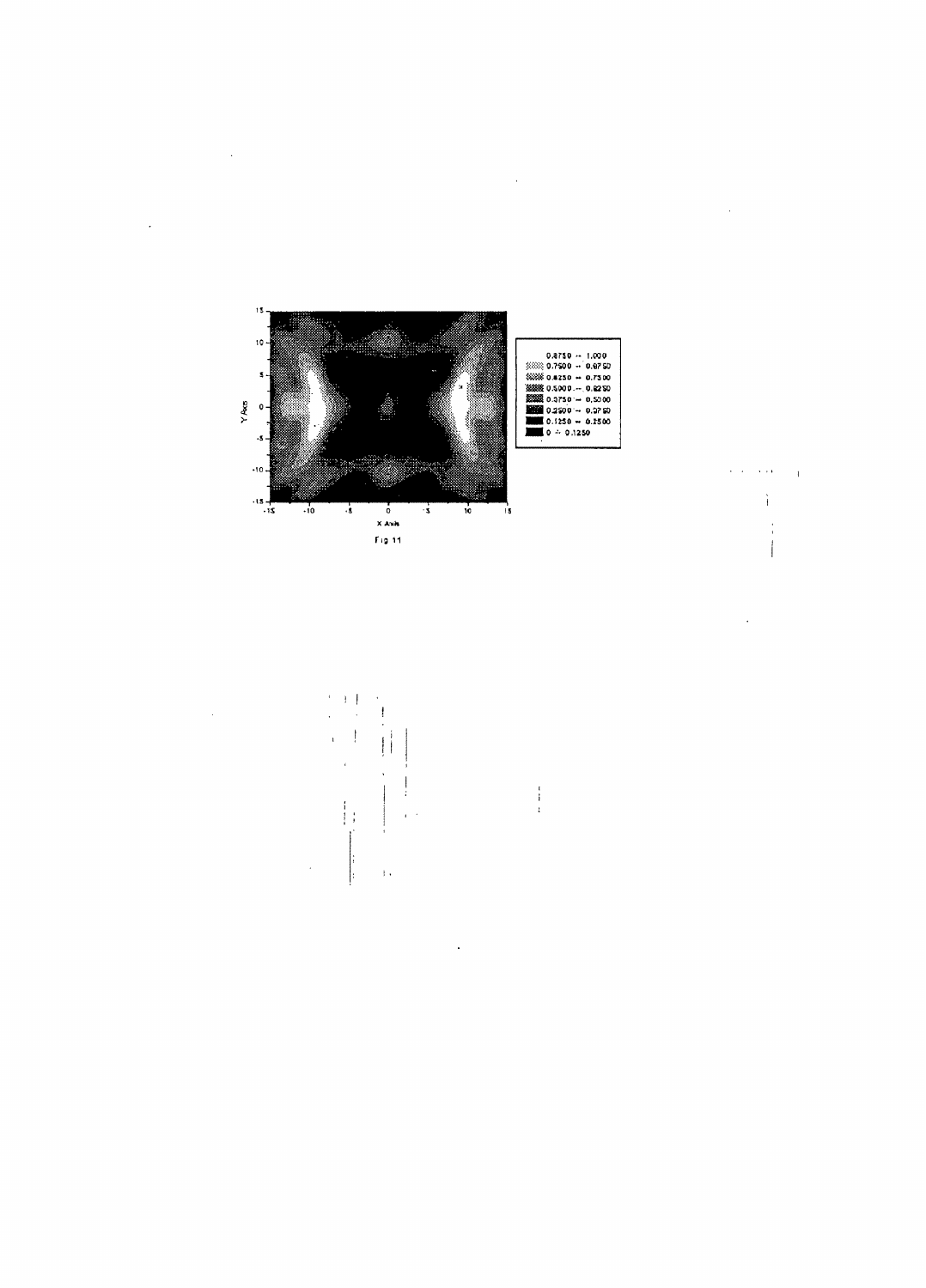15
10
5
0
-5
-10
-15
Y Axis
-15 -10 -5 0 5 10 15
X Axis

0.8750 -- 1.000
0.7500 -- 0.8750
0.6250 -- 0.7500
0.5000 -- 0.6250
0.3750 -- 0.5000
0.2500 -- 0.3750
0.1250 -- 0.2500
0 -- 0.1250

Fig 11